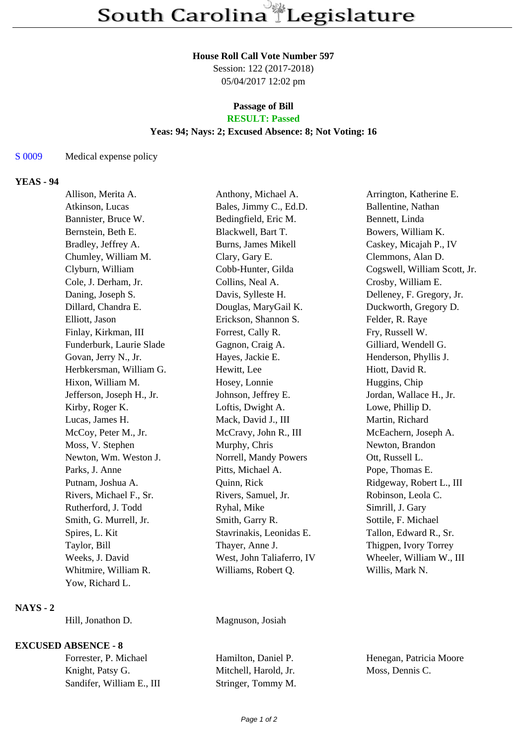# South Carolina Legislature

**House Roll Call Vote Number 597**
Session: 122 (2017-2018)
05/04/2017 12:02 pm

**Passage of Bill**
**RESULT: Passed**
**Yeas: 94; Nays: 2; Excused Absence: 8; Not Voting: 16**

S 0009 Medical expense policy

## YEAS - 94

| | | |
|---|---|---|
| Allison, Merita A. | Anthony, Michael A. | Arrington, Katherine E. |
| Atkinson, Lucas | Bales, Jimmy C., Ed.D. | Ballentine, Nathan |
| Bannister, Bruce W. | Bedingfield, Eric M. | Bennett, Linda |
| Bernstein, Beth E. | Blackwell, Bart T. | Bowers, William K. |
| Bradley, Jeffrey A. | Burns, James Mikell | Caskey, Micajah P., IV |
| Chumley, William M. | Clary, Gary E. | Clemmons, Alan D. |
| Clyburn, William | Cobb-Hunter, Gilda | Cogswell, William Scott, Jr. |
| Cole, J. Derham, Jr. | Collins, Neal A. | Crosby, William E. |
| Daning, Joseph S. | Davis, Sylleste H. | Delleney, F. Gregory, Jr. |
| Dillard, Chandra E. | Douglas, MaryGail K. | Duckworth, Gregory D. |
| Elliott, Jason | Erickson, Shannon S. | Felder, R. Raye |
| Finlay, Kirkman, III | Forrest, Cally R. | Fry, Russell W. |
| Funderburk, Laurie Slade | Gagnon, Craig A. | Gilliard, Wendell G. |
| Govan, Jerry N., Jr. | Hayes, Jackie E. | Henderson, Phyllis J. |
| Herbkersman, William G. | Hewitt, Lee | Hiott, David R. |
| Hixon, William M. | Hosey, Lonnie | Huggins, Chip |
| Jefferson, Joseph H., Jr. | Johnson, Jeffrey E. | Jordan, Wallace H., Jr. |
| Kirby, Roger K. | Loftis, Dwight A. | Lowe, Phillip D. |
| Lucas, James H. | Mack, David J., III | Martin, Richard |
| McCoy, Peter M., Jr. | McCravy, John R., III | McEachern, Joseph A. |
| Moss, V. Stephen | Murphy, Chris | Newton, Brandon |
| Newton, Wm. Weston J. | Norrell, Mandy Powers | Ott, Russell L. |
| Parks, J. Anne | Pitts, Michael A. | Pope, Thomas E. |
| Putnam, Joshua A. | Quinn, Rick | Ridgeway, Robert L., III |
| Rivers, Michael F., Sr. | Rivers, Samuel, Jr. | Robinson, Leola C. |
| Rutherford, J. Todd | Ryhal, Mike | Simrill, J. Gary |
| Smith, G. Murrell, Jr. | Smith, Garry R. | Sottile, F. Michael |
| Spires, L. Kit | Stavrinakis, Leonidas E. | Tallon, Edward R., Sr. |
| Taylor, Bill | Thayer, Anne J. | Thigpen, Ivory Torrey |
| Weeks, J. David | West, John Taliaferro, IV | Wheeler, William W., III |
| Whitmire, William R. | Williams, Robert Q. | Willis, Mark N. |
| Yow, Richard L. | | |

## NAYS - 2

| | |
|---|---|
| Hill, Jonathon D. | Magnuson, Josiah |

## EXCUSED ABSENCE - 8

| | | |
|---|---|---|
| Forrester, P. Michael | Hamilton, Daniel P. | Henegan, Patricia Moore |
| Knight, Patsy G. | Mitchell, Harold, Jr. | Moss, Dennis C. |
| Sandifer, William E., III | Stringer, Tommy M. | |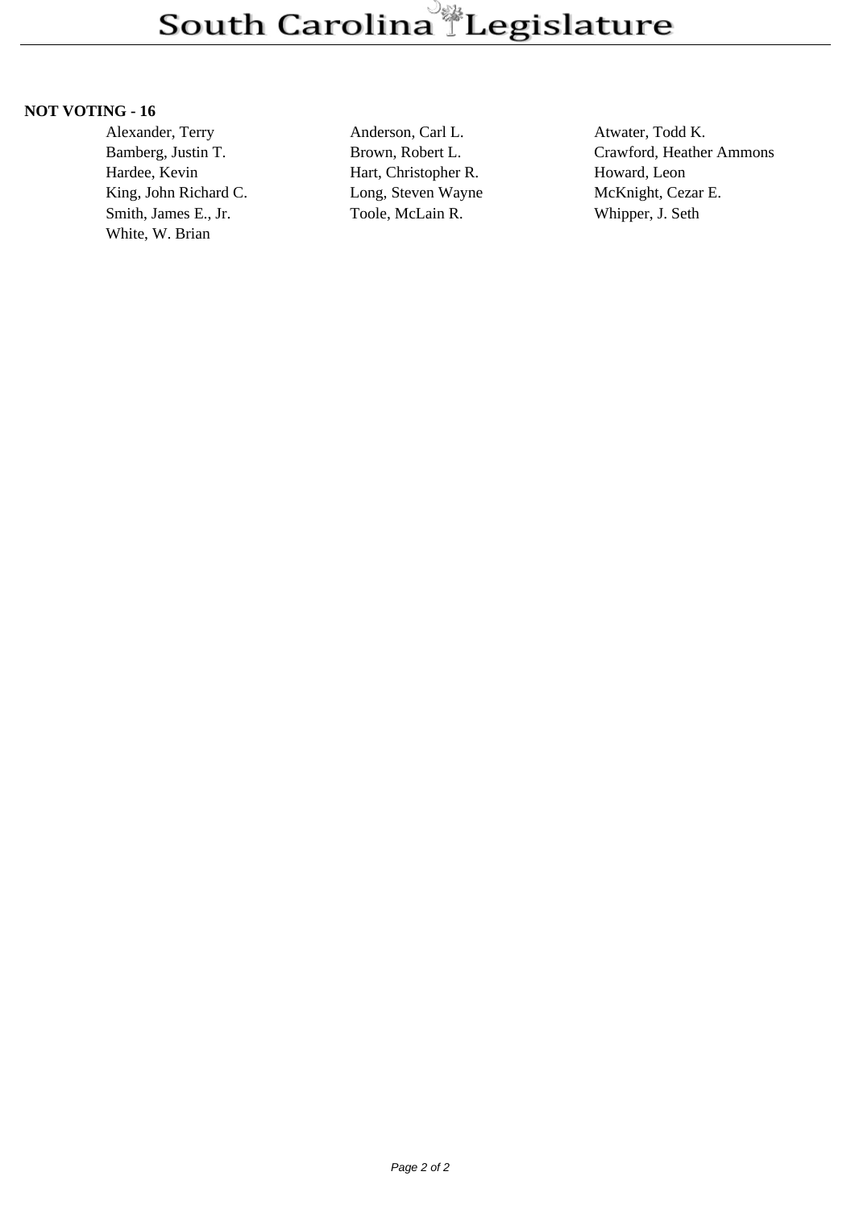**NOT VOTING - 16**

| | | |
|---|---|---|
| Alexander, Terry | Anderson, Carl L. | Atwater, Todd K. |
| Bamberg, Justin T. | Brown, Robert L. | Crawford, Heather Ammons |
| Hardee, Kevin | Hart, Christopher R. | Howard, Leon |
| King, John Richard C. | Long, Steven Wayne | McKnight, Cezar E. |
| Smith, James E., Jr. | Toole, McLain R. | Whipper, J. Seth |
| White, W. Brian | | |